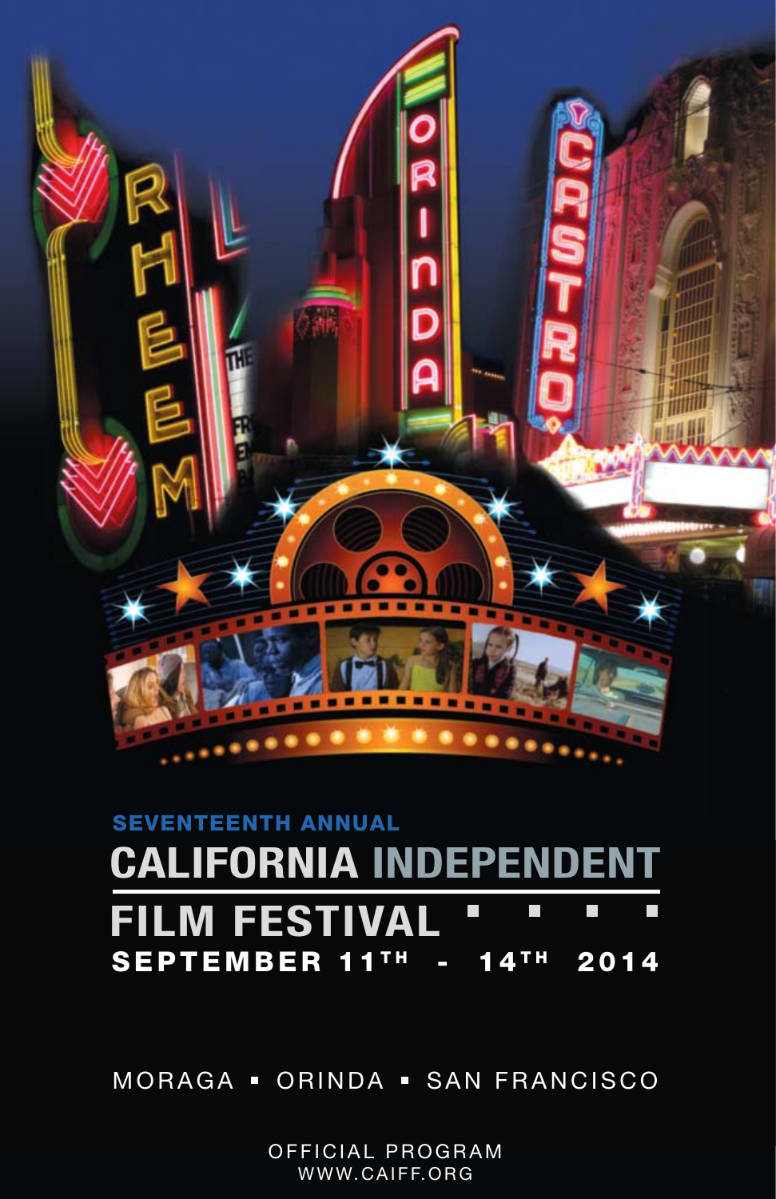SEVENTEENTH ANNUAL

# CALIFORNIA INDEPENDENT FILM FESTIVAL

## SEPTEMBER 11TH - 14TH 2014

MORAGA ▪ ORINDA ▪ SAN FRANCISCO

OFFICIAL PROGRAM
WWW.CAIFF.ORG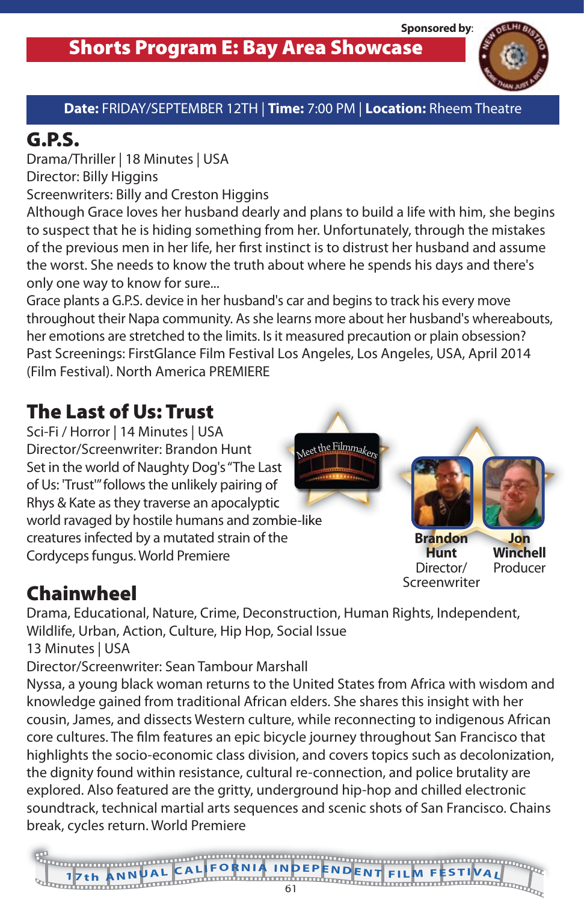Sponsored by:

# Shorts Program E: Bay Area Showcase

**Date:** FRIDAY/SEPTEMBER 12TH | **Time:** 7:00 PM | **Location:** Rheem Theatre

## G.P.S.

Drama/Thriller | 18 Minutes | USA
Director: Billy Higgins
Screenwriters: Billy and Creston Higgins

Although Grace loves her husband dearly and plans to build a life with him, she begins to suspect that he is hiding something from her. Unfortunately, through the mistakes of the previous men in her life, her first instinct is to distrust her husband and assume the worst. She needs to know the truth about where he spends his days and there's only one way to know for sure...

Grace plants a G.P.S. device in her husband's car and begins to track his every move throughout their Napa community. As she learns more about her husband's whereabouts, her emotions are stretched to the limits. Is it measured precaution or plain obsession?

Past Screenings: FirstGlance Film Festival Los Angeles, Los Angeles, USA, April 2014 (Film Festival). North America PREMIERE

## The Last of Us: Trust

Sci-Fi / Horror | 14 Minutes | USA
Director/Screenwriter: Brandon Hunt

Set in the world of Naughty Dog's "The Last of Us: 'Trust'" follows the unlikely pairing of Rhys & Kate as they traverse an apocalyptic world ravaged by hostile humans and zombie-like creatures infected by a mutated strain of the Cordyceps fungus. World Premiere

Meet the Filmmakers

**Brandon Hunt**
Director/ Screenwriter

**Jon Winchell**
Producer

## Chainwheel

Drama, Educational, Nature, Crime, Deconstruction, Human Rights, Independent, Wildlife, Urban, Action, Culture, Hip Hop, Social Issue
13 Minutes | USA
Director/Screenwriter: Sean Tambour Marshall

Nyssa, a young black woman returns to the United States from Africa with wisdom and knowledge gained from traditional African elders. She shares this insight with her cousin, James, and dissects Western culture, while reconnecting to indigenous African core cultures. The film features an epic bicycle journey throughout San Francisco that highlights the socio-economic class division, and covers topics such as decolonization, the dignity found within resistance, cultural re-connection, and police brutality are explored. Also featured are the gritty, underground hip-hop and chilled electronic soundtrack, technical martial arts sequences and scenic shots of San Francisco. Chains break, cycles return. World Premiere